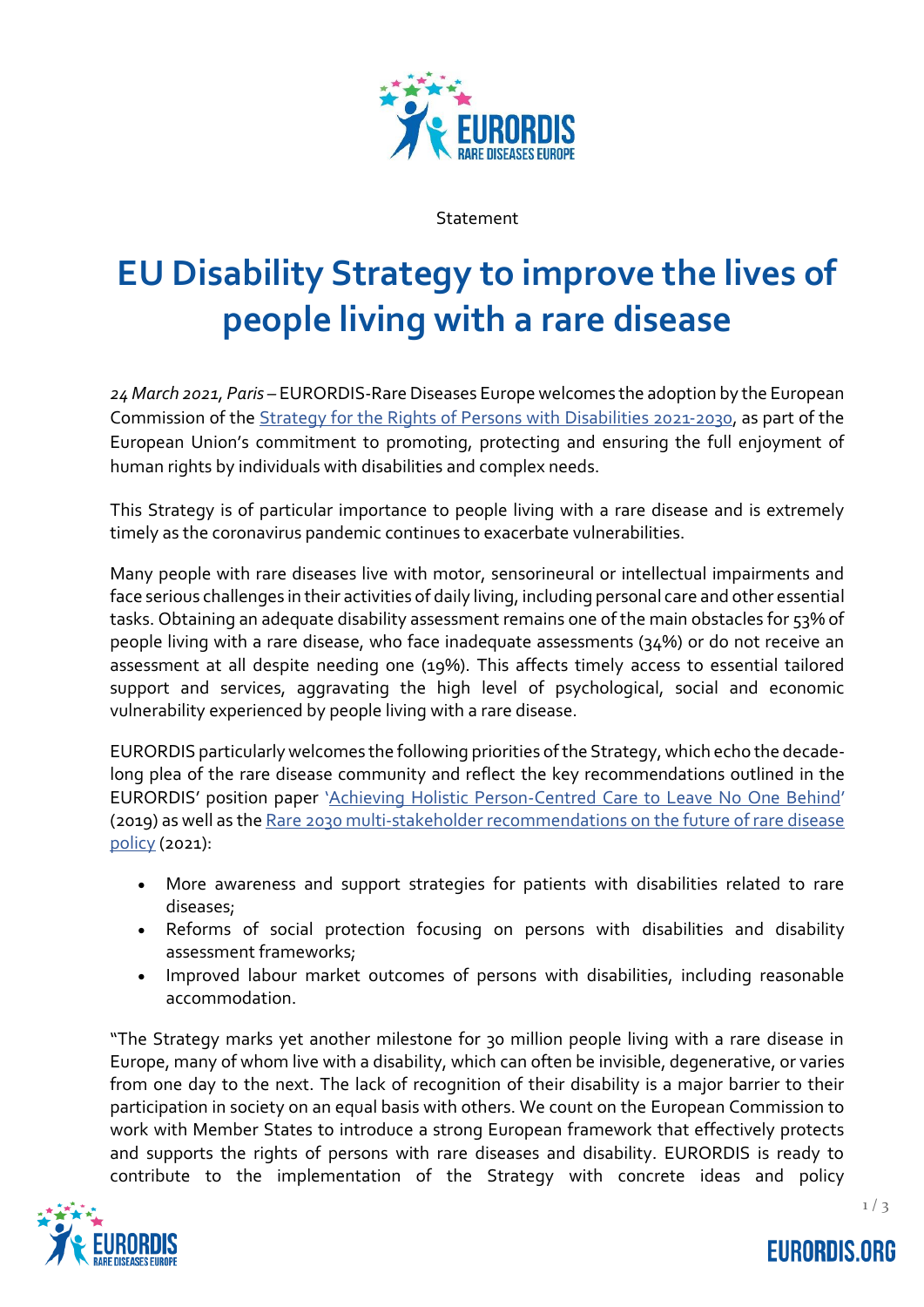Statement

# EU Disability Strategy to improve the lives of people living with a rare disease

*24 March 2021, Paris* – EURORDIS-Rare Diseases Europe welcomes the adoption by the European Commission of the [Strategy for the Rights of Persons with Disabilities 2021-2030](), as part of the European Union's commitment to promoting, protecting and ensuring the full enjoyment of human rights by individuals with disabilities and complex needs.

This Strategy is of particular importance to people living with a rare disease and is extremely timely as the coronavirus pandemic continues to exacerbate vulnerabilities.

Many people with rare diseases live with motor, sensorineural or intellectual impairments and face serious challenges in their activities of daily living, including personal care and other essential tasks. Obtaining an adequate disability assessment remains one of the main obstacles for 53% of people living with a rare disease, who face inadequate assessments (34%) or do not receive an assessment at all despite needing one (19%). This affects timely access to essential tailored support and services, aggravating the high level of psychological, social and economic vulnerability experienced by people living with a rare disease.

EURORDIS particularly welcomes the following priorities of the Strategy, which echo the decade-long plea of the rare disease community and reflect the key recommendations outlined in the EURORDIS' position paper '[Achieving Holistic Person-Centred Care to Leave No One Behind]()' (2019) as well as the [Rare 2030 multi-stakeholder recommendations on the future of rare disease policy]() (2021):

- More awareness and support strategies for patients with disabilities related to rare diseases;
- Reforms of social protection focusing on persons with disabilities and disability assessment frameworks;
- Improved labour market outcomes of persons with disabilities, including reasonable accommodation.

"The Strategy marks yet another milestone for 30 million people living with a rare disease in Europe, many of whom live with a disability, which can often be invisible, degenerative, or varies from one day to the next. The lack of recognition of their disability is a major barrier to their participation in society on an equal basis with others. We count on the European Commission to work with Member States to introduce a strong European framework that effectively protects and supports the rights of persons with rare diseases and disability. EURORDIS is ready to contribute to the implementation of the Strategy with concrete ideas and policy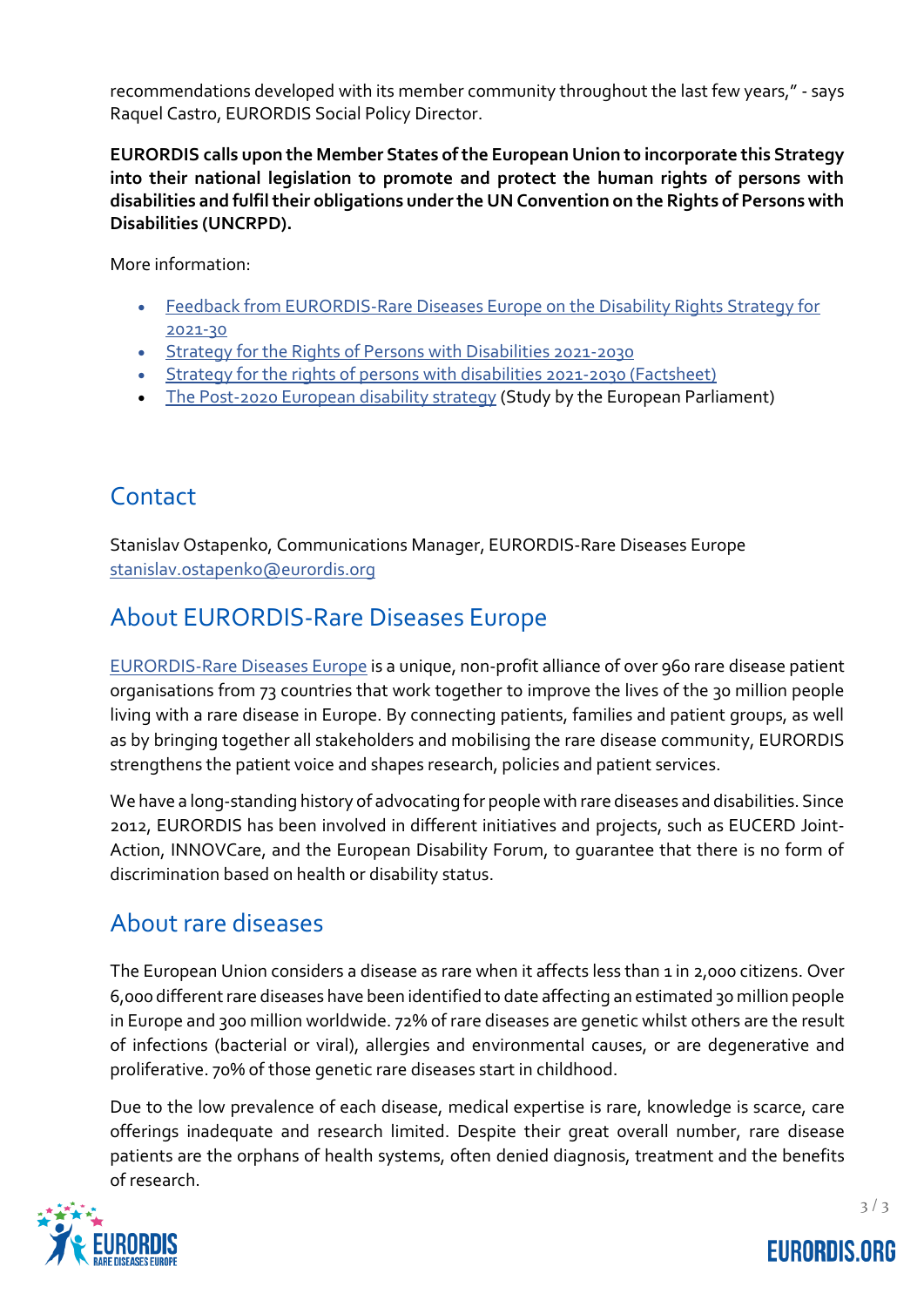recommendations developed with its member community throughout the last few years," - says Raquel Castro, EURORDIS Social Policy Director.

**EURORDIS calls upon the Member States of the European Union to incorporate this Strategy into their national legislation to promote and protect the human rights of persons with disabilities and fulfil their obligations under the UN Convention on the Rights of Persons with Disabilities (UNCRPD).**

More information:

- Feedback from EURORDIS-Rare Diseases Europe on the Disability Rights Strategy for 2021-30
- Strategy for the Rights of Persons with Disabilities 2021-2030
- Strategy for the rights of persons with disabilities 2021-2030 (Factsheet)
- The Post-2020 European disability strategy (Study by the European Parliament)

## Contact

Stanislav Ostapenko, Communications Manager, EURORDIS-Rare Diseases Europe
stanislav.ostapenko@eurordis.org

## About EURORDIS-Rare Diseases Europe

EURORDIS-Rare Diseases Europe is a unique, non-profit alliance of over 960 rare disease patient organisations from 73 countries that work together to improve the lives of the 30 million people living with a rare disease in Europe. By connecting patients, families and patient groups, as well as by bringing together all stakeholders and mobilising the rare disease community, EURORDIS strengthens the patient voice and shapes research, policies and patient services.

We have a long-standing history of advocating for people with rare diseases and disabilities. Since 2012, EURORDIS has been involved in different initiatives and projects, such as EUCERD Joint-Action, INNOVCare, and the European Disability Forum, to guarantee that there is no form of discrimination based on health or disability status.

## About rare diseases

The European Union considers a disease as rare when it affects less than 1 in 2,000 citizens. Over 6,000 different rare diseases have been identified to date affecting an estimated 30 million people in Europe and 300 million worldwide. 72% of rare diseases are genetic whilst others are the result of infections (bacterial or viral), allergies and environmental causes, or are degenerative and proliferative. 70% of those genetic rare diseases start in childhood.

Due to the low prevalence of each disease, medical expertise is rare, knowledge is scarce, care offerings inadequate and research limited. Despite their great overall number, rare disease patients are the orphans of health systems, often denied diagnosis, treatment and the benefits of research.